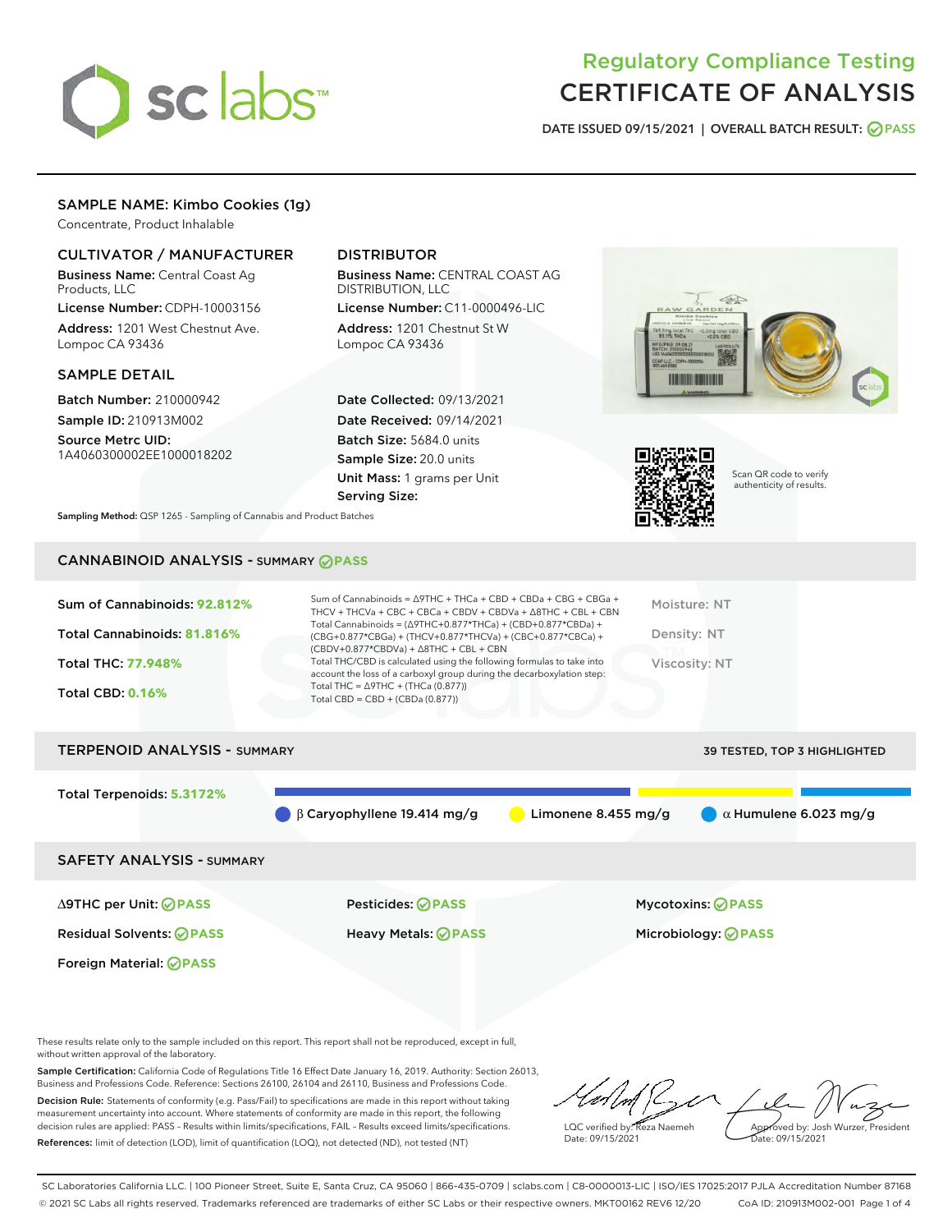# Regulatory Compliance Testing
# CERTIFICATE OF ANALYSIS

DATE ISSUED 09/15/2021 | OVERALL BATCH RESULT: PASS

## SAMPLE NAME: Kimbo Cookies (1g)

Concentrate, Product Inhalable

### CULTIVATOR / MANUFACTURER

**Business Name:** Central Coast Ag Products, LLC

**License Number:** CDPH-10003156

**Address:** 1201 West Chestnut Ave. Lompoc CA 93436

### DISTRIBUTOR

**Business Name:** CENTRAL COAST AG DISTRIBUTION, LLC

**License Number:** C11-0000496-LIC

**Address:** 1201 Chestnut St W Lompoc CA 93436

### SAMPLE DETAIL

**Batch Number:** 210000942

**Sample ID:** 210913M002

**Source Metrc UID:** 1A4060300002EE1000018202

**Date Collected:** 09/13/2021

**Date Received:** 09/14/2021

**Batch Size:** 5684.0 units

**Sample Size:** 20.0 units

**Unit Mass:** 1 grams per Unit

**Serving Size:**

Scan QR code to verify authenticity of results.

**Sampling Method:** QSP 1265 - Sampling of Cannabis and Product Batches

## CANNABINOID ANALYSIS - SUMMARY PASS

Sum of Cannabinoids: **92.812%**

Total Cannabinoids: **81.816%**

Total THC: **77.948%**

Total CBD: **0.16%**

Sum of Cannabinoids = Δ9THC + THCa + CBD + CBDa + CBG + CBGa + THCV + THCVa + CBC + CBCa + CBDV + CBDVa + Δ8THC + CBL + CBN

Total Cannabinoids = (Δ9THC+0.877*THCa) + (CBD+0.877*CBDa) + (CBG+0.877*CBGa) + (THCV+0.877*THCVa) + (CBC+0.877*CBCa) + (CBDV+0.877*CBDVa) + Δ8THC + CBL + CBN

Total THC/CBD is calculated using the following formulas to take into account the loss of a carboxyl group during the decarboxylation step:
Total THC = Δ9THC + (THCa (0.877))
Total CBD = CBD + (CBDa (0.877))

Moisture: NT

Density: NT

Viscosity: NT

## TERPENOID ANALYSIS - SUMMARY

39 TESTED, TOP 3 HIGHLIGHTED

Total Terpenoids: **5.3172%**

β Caryophyllene 19.414 mg/g | Limonene 8.455 mg/g | α Humulene 6.023 mg/g

## SAFETY ANALYSIS - SUMMARY

| | | |
|---|---|---|
| Δ9THC per Unit: PASS | Pesticides: PASS | Mycotoxins: PASS |
| Residual Solvents: PASS | Heavy Metals: PASS | Microbiology: PASS |
| Foreign Material: PASS | | |

These results relate only to the sample included on this report. This report shall not be reproduced, except in full, without written approval of the laboratory.

**Sample Certification:** California Code of Regulations Title 16 Effect Date January 16, 2019. Authority: Section 26013, Business and Professions Code. Reference: Sections 26100, 26104 and 26110, Business and Professions Code.

**Decision Rule:** Statements of conformity (e.g. Pass/Fail) to specifications are made in this report without taking measurement uncertainty into account. Where statements of conformity are made in this report, the following decision rules are applied: PASS – Results within limits/specifications, FAIL – Results exceed limits/specifications.

**References:** limit of detection (LOD), limit of quantification (LOQ), not detected (ND), not tested (NT)

LQC verified by: Reza Naemeh
Date: 09/15/2021

Approved by: Josh Wurzer, President
Date: 09/15/2021

SC Laboratories California LLC. | 100 Pioneer Street, Suite E, Santa Cruz, CA 95060 | 866-435-0709 | sclabs.com | C8-0000013-LIC | ISO/IES 17025:2017 PJLA Accreditation Number 87168
© 2021 SC Labs all rights reserved. Trademarks referenced are trademarks of either SC Labs or their respective owners. MKT00162 REV6 12/20 CoA ID: 210913M002-001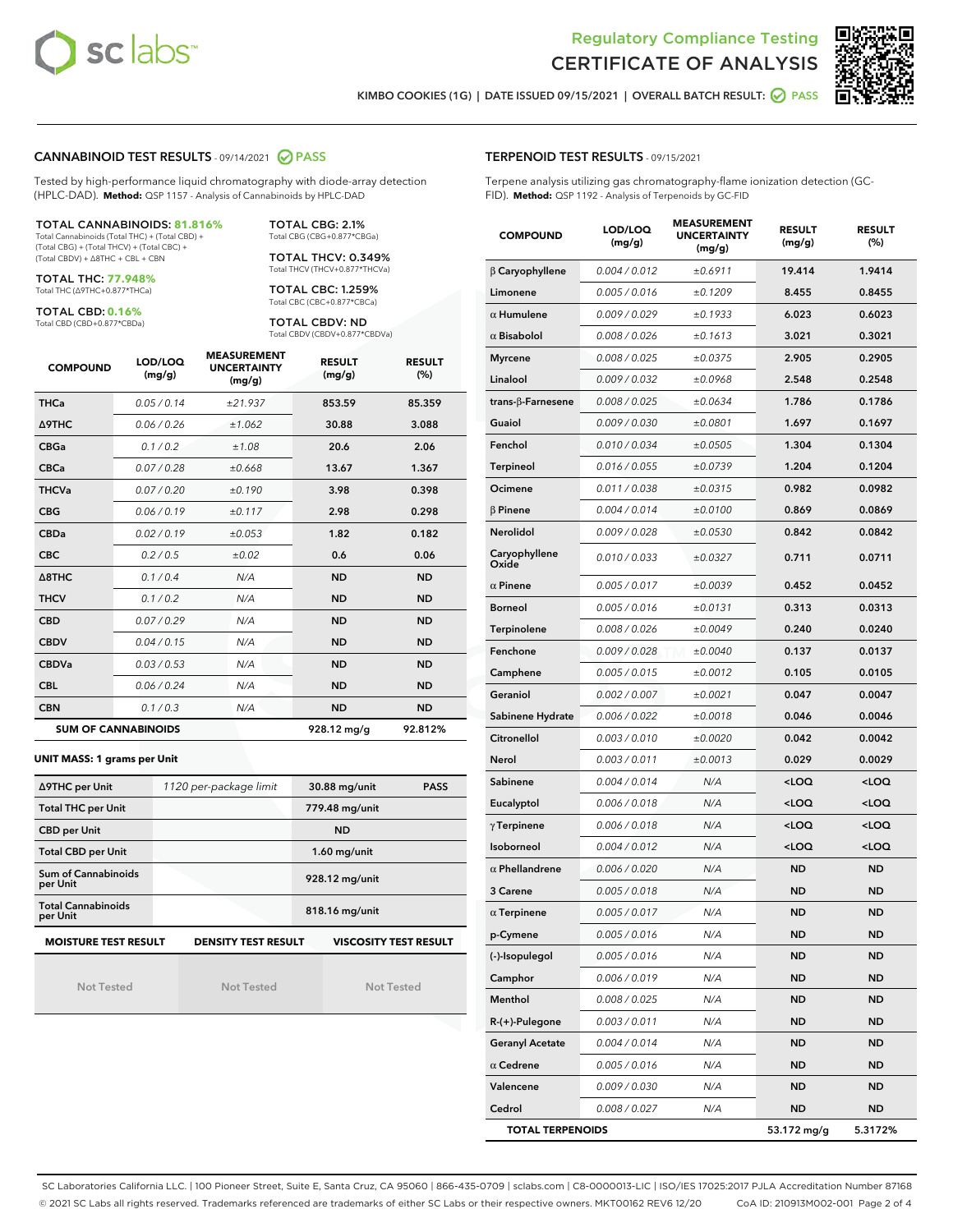Regulatory Compliance Testing
# CERTIFICATE OF ANALYSIS

KIMBO COOKIES (1G) | DATE ISSUED 09/15/2021 | OVERALL BATCH RESULT: PASS

## CANNABINOID TEST RESULTS - 09/14/2021 PASS

Tested by high-performance liquid chromatography with diode-array detection (HPLC-DAD). **Method:** QSP 1157 - Analysis of Cannabinoids by HPLC-DAD

**TOTAL CANNABINOIDS: 81.816%**
Total Cannabinoids (Total THC) + (Total CBD) + (Total CBG) + (Total THCV) + (Total CBC) + (Total CBDV) + Δ8THC + CBL + CBN

**TOTAL THC: 77.948%**
Total THC (Δ9THC+0.877*THCa)

**TOTAL CBD: 0.16%**
Total CBD (CBD+0.877*CBDa)

**TOTAL CBG: 2.1%**
Total CBG (CBG+0.877*CBGa)

**TOTAL THCV: 0.349%**
Total THCV (THCV+0.877*THCVa)

**TOTAL CBC: 1.259%**
Total CBC (CBC+0.877*CBCa)

**TOTAL CBDV: ND**
Total CBDV (CBDV+0.877*CBDVa)

| COMPOUND | LOD/LOQ (mg/g) | MEASUREMENT UNCERTAINTY (mg/g) | RESULT (mg/g) | RESULT (%) |
|---|---|---|---|---|
| THCa | 0.05 / 0.14 | ±21.937 | 853.59 | 85.359 |
| Δ9THC | 0.06 / 0.26 | ±1.062 | 30.88 | 3.088 |
| CBGa | 0.1 / 0.2 | ±1.08 | 20.6 | 2.06 |
| CBCa | 0.07 / 0.28 | ±0.668 | 13.67 | 1.367 |
| THCVa | 0.07 / 0.20 | ±0.190 | 3.98 | 0.398 |
| CBG | 0.06 / 0.19 | ±0.117 | 2.98 | 0.298 |
| CBDa | 0.02 / 0.19 | ±0.053 | 1.82 | 0.182 |
| CBC | 0.2 / 0.5 | ±0.02 | 0.6 | 0.06 |
| Δ8THC | 0.1 / 0.4 | N/A | ND | ND |
| THCV | 0.1 / 0.2 | N/A | ND | ND |
| CBD | 0.07 / 0.29 | N/A | ND | ND |
| CBDV | 0.04 / 0.15 | N/A | ND | ND |
| CBDVa | 0.03 / 0.53 | N/A | ND | ND |
| CBL | 0.06 / 0.24 | N/A | ND | ND |
| CBN | 0.1 / 0.3 | N/A | ND | ND |
| **SUM OF CANNABINOIDS** | | | **928.12 mg/g** | **92.812%** |

**UNIT MASS: 1 grams per Unit**

| | | | |
|---|---|---|---|
| Δ9THC per Unit | 1120 per-package limit | 30.88 mg/unit | PASS |
| Total THC per Unit | | 779.48 mg/unit | |
| CBD per Unit | | ND | |
| Total CBD per Unit | | 1.60 mg/unit | |
| Sum of Cannabinoids per Unit | | 928.12 mg/unit | |
| Total Cannabinoids per Unit | | 818.16 mg/unit | |

| MOISTURE TEST RESULT | DENSITY TEST RESULT | VISCOSITY TEST RESULT |
|---|---|---|
| Not Tested | Not Tested | Not Tested |

## TERPENOID TEST RESULTS - 09/15/2021

Terpene analysis utilizing gas chromatography-flame ionization detection (GC-FID). **Method:** QSP 1192 - Analysis of Terpenoids by GC-FID

| COMPOUND | LOD/LOQ (mg/g) | MEASUREMENT UNCERTAINTY (mg/g) | RESULT (mg/g) | RESULT (%) |
|---|---|---|---|---|
| β Caryophyllene | 0.004 / 0.012 | ±0.6911 | 19.414 | 1.9414 |
| Limonene | 0.005 / 0.016 | ±0.1209 | 8.455 | 0.8455 |
| α Humulene | 0.009 / 0.029 | ±0.1933 | 6.023 | 0.6023 |
| α Bisabolol | 0.008 / 0.026 | ±0.1613 | 3.021 | 0.3021 |
| Myrcene | 0.008 / 0.025 | ±0.0375 | 2.905 | 0.2905 |
| Linalool | 0.009 / 0.032 | ±0.0968 | 2.548 | 0.2548 |
| trans-β-Farnesene | 0.008 / 0.025 | ±0.0634 | 1.786 | 0.1786 |
| Guaiol | 0.009 / 0.030 | ±0.0801 | 1.697 | 0.1697 |
| Fenchol | 0.010 / 0.034 | ±0.0505 | 1.304 | 0.1304 |
| Terpineol | 0.016 / 0.055 | ±0.0739 | 1.204 | 0.1204 |
| Ocimene | 0.011 / 0.038 | ±0.0315 | 0.982 | 0.0982 |
| β Pinene | 0.004 / 0.014 | ±0.0100 | 0.869 | 0.0869 |
| Nerolidol | 0.009 / 0.028 | ±0.0530 | 0.842 | 0.0842 |
| Caryophyllene Oxide | 0.010 / 0.033 | ±0.0327 | 0.711 | 0.0711 |
| α Pinene | 0.005 / 0.017 | ±0.0039 | 0.452 | 0.0452 |
| Borneol | 0.005 / 0.016 | ±0.0131 | 0.313 | 0.0313 |
| Terpinolene | 0.008 / 0.026 | ±0.0049 | 0.240 | 0.0240 |
| Fenchone | 0.009 / 0.028 | ±0.0040 | 0.137 | 0.0137 |
| Camphene | 0.005 / 0.015 | ±0.0012 | 0.105 | 0.0105 |
| Geraniol | 0.002 / 0.007 | ±0.0021 | 0.047 | 0.0047 |
| Sabinene Hydrate | 0.006 / 0.022 | ±0.0018 | 0.046 | 0.0046 |
| Citronellol | 0.003 / 0.010 | ±0.0020 | 0.042 | 0.0042 |
| Nerol | 0.003 / 0.011 | ±0.0013 | 0.029 | 0.0029 |
| Sabinene | 0.004 / 0.014 | N/A | <LOQ | <LOQ |
| Eucalyptol | 0.006 / 0.018 | N/A | <LOQ | <LOQ |
| γ Terpinene | 0.006 / 0.018 | N/A | <LOQ | <LOQ |
| Isoborneol | 0.004 / 0.012 | N/A | <LOQ | <LOQ |
| α Phellandrene | 0.006 / 0.020 | N/A | ND | ND |
| 3 Carene | 0.005 / 0.018 | N/A | ND | ND |
| α Terpinene | 0.005 / 0.017 | N/A | ND | ND |
| p-Cymene | 0.005 / 0.016 | N/A | ND | ND |
| (-)-Isopulegol | 0.005 / 0.016 | N/A | ND | ND |
| Camphor | 0.006 / 0.019 | N/A | ND | ND |
| Menthol | 0.008 / 0.025 | N/A | ND | ND |
| R-(+)-Pulegone | 0.003 / 0.011 | N/A | ND | ND |
| Geranyl Acetate | 0.004 / 0.014 | N/A | ND | ND |
| α Cedrene | 0.005 / 0.016 | N/A | ND | ND |
| Valencene | 0.009 / 0.030 | N/A | ND | ND |
| Cedrol | 0.008 / 0.027 | N/A | ND | ND |
| **TOTAL TERPENOIDS** | | | **53.172 mg/g** | **5.3172%** |

SC Laboratories California LLC. | 100 Pioneer Street, Suite E, Santa Cruz, CA 95060 | 866-435-0709 | sclabs.com | C8-0000013-LIC | ISO/IES 17025:2017 PJLA Accreditation Number 87168
© 2021 SC Labs all rights reserved. Trademarks referenced are trademarks of either SC Labs or their respective owners. MKT00162 REV6 12/20 CoA ID: 210913M002-001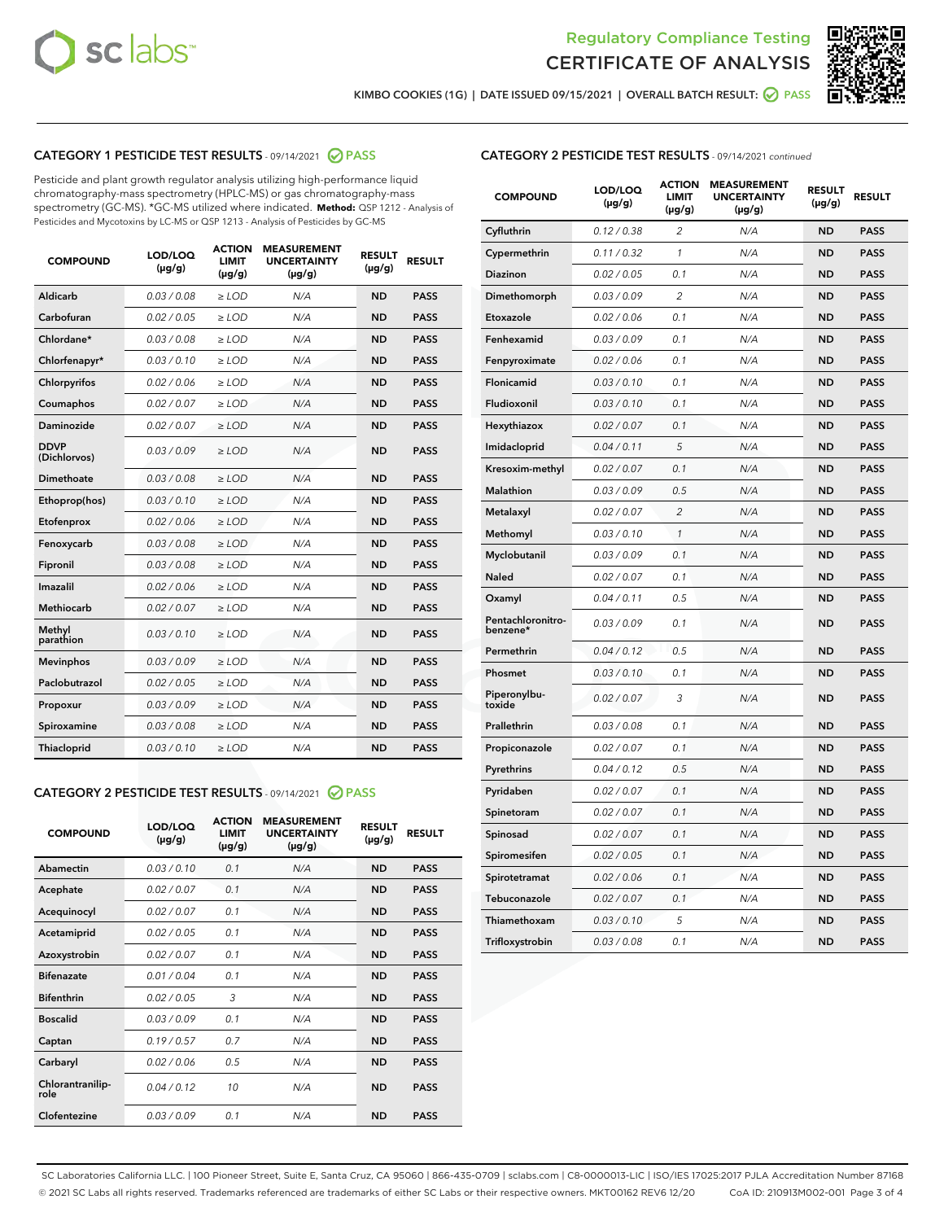Regulatory Compliance Testing
CERTIFICATE OF ANALYSIS

KIMBO COOKIES (1G) | DATE ISSUED 09/15/2021 | OVERALL BATCH RESULT: PASS

## CATEGORY 1 PESTICIDE TEST RESULTS - 09/14/2021 PASS

Pesticide and plant growth regulator analysis utilizing high-performance liquid chromatography-mass spectrometry (HPLC-MS) or gas chromatography-mass spectrometry (GC-MS). *GC-MS utilized where indicated. **Method:** QSP 1212 - Analysis of Pesticides and Mycotoxins by LC-MS or QSP 1213 - Analysis of Pesticides by GC-MS

| COMPOUND | LOD/LOQ (µg/g) | ACTION LIMIT (µg/g) | MEASUREMENT UNCERTAINTY (µg/g) | RESULT (µg/g) | RESULT |
|---|---|---|---|---|---|
| Aldicarb | 0.03 / 0.08 | ≥ LOD | N/A | ND | PASS |
| Carbofuran | 0.02 / 0.05 | ≥ LOD | N/A | ND | PASS |
| Chlordane* | 0.03 / 0.08 | ≥ LOD | N/A | ND | PASS |
| Chlorfenapyr* | 0.03 / 0.10 | ≥ LOD | N/A | ND | PASS |
| Chlorpyrifos | 0.02 / 0.06 | ≥ LOD | N/A | ND | PASS |
| Coumaphos | 0.02 / 0.07 | ≥ LOD | N/A | ND | PASS |
| Daminozide | 0.02 / 0.07 | ≥ LOD | N/A | ND | PASS |
| DDVP (Dichlorvos) | 0.03 / 0.09 | ≥ LOD | N/A | ND | PASS |
| Dimethoate | 0.03 / 0.08 | ≥ LOD | N/A | ND | PASS |
| Ethoprop(hos) | 0.03 / 0.10 | ≥ LOD | N/A | ND | PASS |
| Etofenprox | 0.02 / 0.06 | ≥ LOD | N/A | ND | PASS |
| Fenoxycarb | 0.03 / 0.08 | ≥ LOD | N/A | ND | PASS |
| Fipronil | 0.03 / 0.08 | ≥ LOD | N/A | ND | PASS |
| Imazalil | 0.02 / 0.06 | ≥ LOD | N/A | ND | PASS |
| Methiocarb | 0.02 / 0.07 | ≥ LOD | N/A | ND | PASS |
| Methyl parathion | 0.03 / 0.10 | ≥ LOD | N/A | ND | PASS |
| Mevinphos | 0.03 / 0.09 | ≥ LOD | N/A | ND | PASS |
| Paclobutrazol | 0.02 / 0.05 | ≥ LOD | N/A | ND | PASS |
| Propoxur | 0.03 / 0.09 | ≥ LOD | N/A | ND | PASS |
| Spiroxamine | 0.03 / 0.08 | ≥ LOD | N/A | ND | PASS |
| Thiacloprid | 0.03 / 0.10 | ≥ LOD | N/A | ND | PASS |

## CATEGORY 2 PESTICIDE TEST RESULTS - 09/14/2021 PASS

| COMPOUND | LOD/LOQ (µg/g) | ACTION LIMIT (µg/g) | MEASUREMENT UNCERTAINTY (µg/g) | RESULT (µg/g) | RESULT |
|---|---|---|---|---|---|
| Abamectin | 0.03 / 0.10 | 0.1 | N/A | ND | PASS |
| Acephate | 0.02 / 0.07 | 0.1 | N/A | ND | PASS |
| Acequinocyl | 0.02 / 0.07 | 0.1 | N/A | ND | PASS |
| Acetamiprid | 0.02 / 0.05 | 0.1 | N/A | ND | PASS |
| Azoxystrobin | 0.02 / 0.07 | 0.1 | N/A | ND | PASS |
| Bifenazate | 0.01 / 0.04 | 0.1 | N/A | ND | PASS |
| Bifenthrin | 0.02 / 0.05 | 3 | N/A | ND | PASS |
| Boscalid | 0.03 / 0.09 | 0.1 | N/A | ND | PASS |
| Captan | 0.19 / 0.57 | 0.7 | N/A | ND | PASS |
| Carbaryl | 0.02 / 0.06 | 0.5 | N/A | ND | PASS |
| Chlorantraniliprole | 0.04 / 0.12 | 10 | N/A | ND | PASS |
| Clofentezine | 0.03 / 0.09 | 0.1 | N/A | ND | PASS |
| Cyfluthrin | 0.12 / 0.38 | 2 | N/A | ND | PASS |
| Cypermethrin | 0.11 / 0.32 | 1 | N/A | ND | PASS |
| Diazinon | 0.02 / 0.05 | 0.1 | N/A | ND | PASS |
| Dimethomorph | 0.03 / 0.09 | 2 | N/A | ND | PASS |
| Etoxazole | 0.02 / 0.06 | 0.1 | N/A | ND | PASS |
| Fenhexamid | 0.03 / 0.09 | 0.1 | N/A | ND | PASS |
| Fenpyroximate | 0.02 / 0.06 | 0.1 | N/A | ND | PASS |
| Flonicamid | 0.03 / 0.10 | 0.1 | N/A | ND | PASS |
| Fludioxonil | 0.03 / 0.10 | 0.1 | N/A | ND | PASS |
| Hexythiazox | 0.02 / 0.07 | 0.1 | N/A | ND | PASS |
| Imidacloprid | 0.04 / 0.11 | 5 | N/A | ND | PASS |
| Kresoxim-methyl | 0.02 / 0.07 | 0.1 | N/A | ND | PASS |
| Malathion | 0.03 / 0.09 | 0.5 | N/A | ND | PASS |
| Metalaxyl | 0.02 / 0.07 | 2 | N/A | ND | PASS |
| Methomyl | 0.03 / 0.10 | 1 | N/A | ND | PASS |
| Myclobutanil | 0.03 / 0.09 | 0.1 | N/A | ND | PASS |
| Naled | 0.02 / 0.07 | 0.1 | N/A | ND | PASS |
| Oxamyl | 0.04 / 0.11 | 0.5 | N/A | ND | PASS |
| Pentachloronitrobenzene* | 0.03 / 0.09 | 0.1 | N/A | ND | PASS |
| Permethrin | 0.04 / 0.12 | 0.5 | N/A | ND | PASS |
| Phosmet | 0.03 / 0.10 | 0.1 | N/A | ND | PASS |
| Piperonylbutoxide | 0.02 / 0.07 | 3 | N/A | ND | PASS |
| Prallethrin | 0.03 / 0.08 | 0.1 | N/A | ND | PASS |
| Propiconazole | 0.02 / 0.07 | 0.1 | N/A | ND | PASS |
| Pyrethrins | 0.04 / 0.12 | 0.5 | N/A | ND | PASS |
| Pyridaben | 0.02 / 0.07 | 0.1 | N/A | ND | PASS |
| Spinetoram | 0.02 / 0.07 | 0.1 | N/A | ND | PASS |
| Spinosad | 0.02 / 0.07 | 0.1 | N/A | ND | PASS |
| Spiromesifen | 0.02 / 0.05 | 0.1 | N/A | ND | PASS |
| Spirotetramat | 0.02 / 0.06 | 0.1 | N/A | ND | PASS |
| Tebuconazole | 0.02 / 0.07 | 0.1 | N/A | ND | PASS |
| Thiamethoxam | 0.03 / 0.10 | 5 | N/A | ND | PASS |
| Trifloxystrobin | 0.03 / 0.08 | 0.1 | N/A | ND | PASS |

SC Laboratories California LLC. | 100 Pioneer Street, Suite E, Santa Cruz, CA 95060 | 866-435-0709 | sclabs.com | C8-0000013-LIC | ISO/IES 17025:2017 PJLA Accreditation Number 87168
© 2021 SC Labs all rights reserved. Trademarks referenced are trademarks of either SC Labs or their respective owners. MKT00162 REV6 12/20 CoA ID: 210913M002-001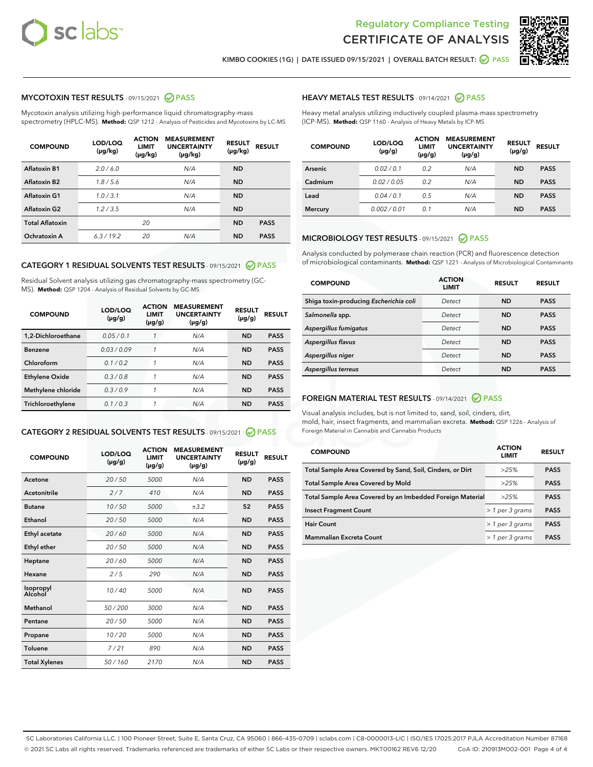Regulatory Compliance Testing

# CERTIFICATE OF ANALYSIS

KIMBO COOKIES (1G) | DATE ISSUED 09/15/2021 | OVERALL BATCH RESULT: PASS

## MYCOTOXIN TEST RESULTS - 09/15/2021 PASS

Mycotoxin analysis utilizing high-performance liquid chromatography-mass spectrometry (HPLC-MS). **Method:** QSP 1212 - Analysis of Pesticides and Mycotoxins by LC-MS

| COMPOUND | LOD/LOQ (μg/kg) | ACTION LIMIT (μg/kg) | MEASUREMENT UNCERTAINTY (μg/kg) | RESULT (μg/kg) | RESULT |
|---|---|---|---|---|---|
| Aflatoxin B1 | 2.0 / 6.0 | | N/A | ND | |
| Aflatoxin B2 | 1.8 / 5.6 | | N/A | ND | |
| Aflatoxin G1 | 1.0 / 3.1 | | N/A | ND | |
| Aflatoxin G2 | 1.2 / 3.5 | | N/A | ND | |
| Total Aflatoxin | | 20 | | ND | PASS |
| Ochratoxin A | 6.3 / 19.2 | 20 | N/A | ND | PASS |

## CATEGORY 1 RESIDUAL SOLVENTS TEST RESULTS - 09/15/2021 PASS

Residual Solvent analysis utilizing gas chromatography-mass spectrometry (GC-MS). **Method:** QSP 1204 - Analysis of Residual Solvents by GC-MS

| COMPOUND | LOD/LOQ (μg/g) | ACTION LIMIT (μg/g) | MEASUREMENT UNCERTAINTY (μg/g) | RESULT (μg/g) | RESULT |
|---|---|---|---|---|---|
| 1,2-Dichloroethane | 0.05 / 0.1 | 1 | N/A | ND | PASS |
| Benzene | 0.03 / 0.09 | 1 | N/A | ND | PASS |
| Chloroform | 0.1 / 0.2 | 1 | N/A | ND | PASS |
| Ethylene Oxide | 0.3 / 0.8 | 1 | N/A | ND | PASS |
| Methylene chloride | 0.3 / 0.9 | 1 | N/A | ND | PASS |
| Trichloroethylene | 0.1 / 0.3 | 1 | N/A | ND | PASS |

## CATEGORY 2 RESIDUAL SOLVENTS TEST RESULTS - 09/15/2021 PASS

| COMPOUND | LOD/LOQ (μg/g) | ACTION LIMIT (μg/g) | MEASUREMENT UNCERTAINTY (μg/g) | RESULT (μg/g) | RESULT |
|---|---|---|---|---|---|
| Acetone | 20 / 50 | 5000 | N/A | ND | PASS |
| Acetonitrile | 2 / 7 | 410 | N/A | ND | PASS |
| Butane | 10 / 50 | 5000 | ±3.2 | 52 | PASS |
| Ethanol | 20 / 50 | 5000 | N/A | ND | PASS |
| Ethyl acetate | 20 / 60 | 5000 | N/A | ND | PASS |
| Ethyl ether | 20 / 50 | 5000 | N/A | ND | PASS |
| Heptane | 20 / 60 | 5000 | N/A | ND | PASS |
| Hexane | 2 / 5 | 290 | N/A | ND | PASS |
| Isopropyl Alcohol | 10 / 40 | 5000 | N/A | ND | PASS |
| Methanol | 50 / 200 | 3000 | N/A | ND | PASS |
| Pentane | 20 / 50 | 5000 | N/A | ND | PASS |
| Propane | 10 / 20 | 5000 | N/A | ND | PASS |
| Toluene | 7 / 21 | 890 | N/A | ND | PASS |
| Total Xylenes | 50 / 160 | 2170 | N/A | ND | PASS |

## HEAVY METALS TEST RESULTS - 09/14/2021 PASS

Heavy metal analysis utilizing inductively coupled plasma-mass spectrometry (ICP-MS). **Method:** QSP 1160 - Analysis of Heavy Metals by ICP-MS

| COMPOUND | LOD/LOQ (μg/g) | ACTION LIMIT (μg/g) | MEASUREMENT UNCERTAINTY (μg/g) | RESULT (μg/g) | RESULT |
|---|---|---|---|---|---|
| Arsenic | 0.02 / 0.1 | 0.2 | N/A | ND | PASS |
| Cadmium | 0.02 / 0.05 | 0.2 | N/A | ND | PASS |
| Lead | 0.04 / 0.1 | 0.5 | N/A | ND | PASS |
| Mercury | 0.002 / 0.01 | 0.1 | N/A | ND | PASS |

## MICROBIOLOGY TEST RESULTS - 09/15/2021 PASS

Analysis conducted by polymerase chain reaction (PCR) and fluorescence detection of microbiological contaminants. **Method:** QSP 1221 - Analysis of Microbiological Contaminants

| COMPOUND | ACTION LIMIT | RESULT | RESULT |
|---|---|---|---|
| Shiga toxin-producing *Escherichia coli* | Detect | ND | PASS |
| *Salmonella* spp. | Detect | ND | PASS |
| *Aspergillus fumigatus* | Detect | ND | PASS |
| *Aspergillus flavus* | Detect | ND | PASS |
| *Aspergillus niger* | Detect | ND | PASS |
| *Aspergillus terreus* | Detect | ND | PASS |

## FOREIGN MATERIAL TEST RESULTS - 09/14/2021 PASS

Visual analysis includes, but is not limited to, sand, soil, cinders, dirt, mold, hair, insect fragments, and mammalian excreta. **Method:** QSP 1226 - Analysis of Foreign Material in Cannabis and Cannabis Products

| COMPOUND | ACTION LIMIT | RESULT |
|---|---|---|
| Total Sample Area Covered by Sand, Soil, Cinders, or Dirt | >25% | PASS |
| Total Sample Area Covered by Mold | >25% | PASS |
| Total Sample Area Covered by an Imbedded Foreign Material | >25% | PASS |
| Insect Fragment Count | > 1 per 3 grams | PASS |
| Hair Count | > 1 per 3 grams | PASS |
| Mammalian Excreta Count | > 1 per 3 grams | PASS |

SC Laboratories California LLC. | 100 Pioneer Street, Suite E, Santa Cruz, CA 95060 | 866-435-0709 | sclabs.com | C8-0000013-LIC | ISO/IES 17025:2017 PJLA Accreditation Number 87168
© 2021 SC Labs all rights reserved. Trademarks referenced are trademarks of either SC Labs or their respective owners. MKT00162 REV6 12/20 CoA ID: 210913M002-001